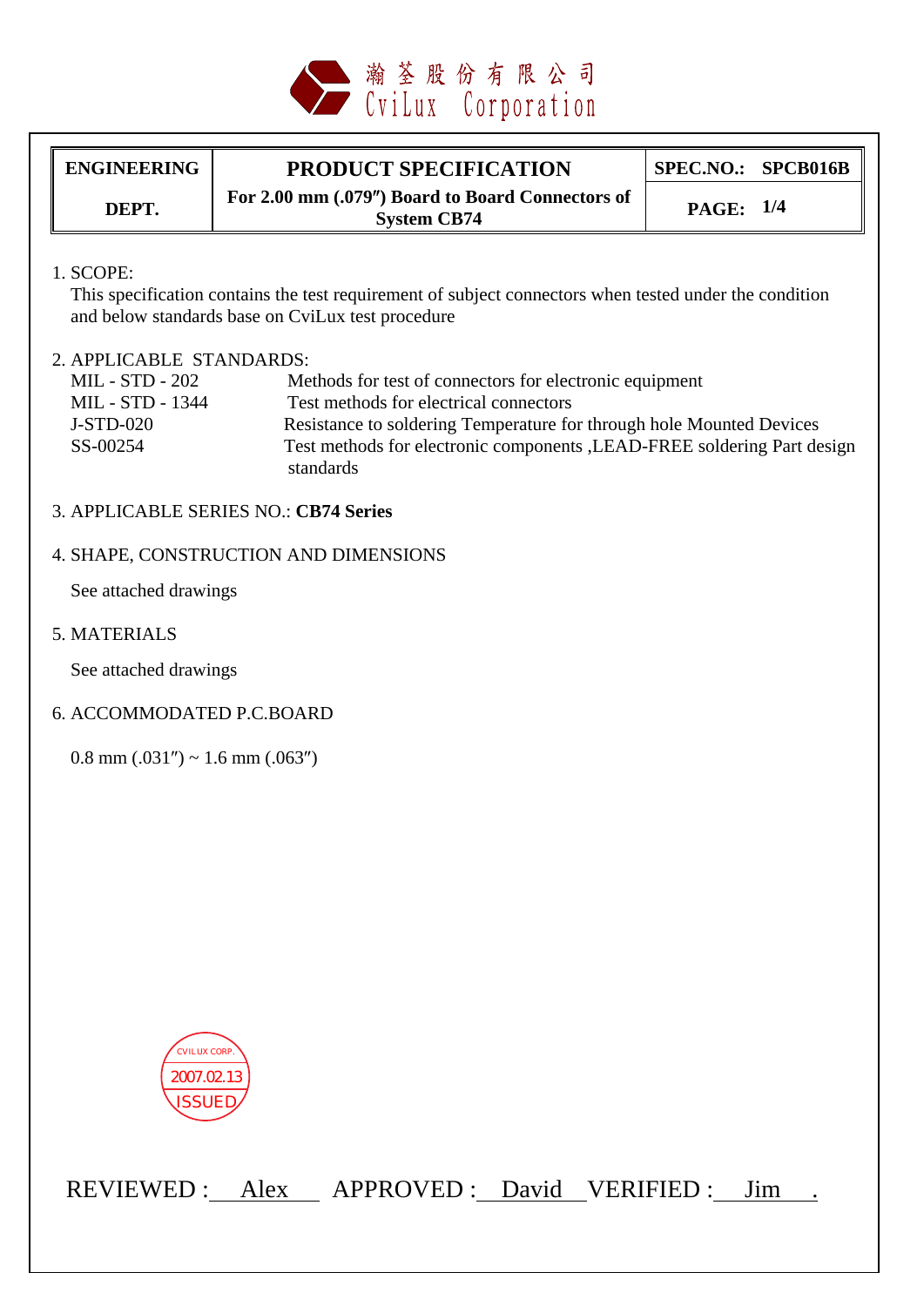瀚荃股份有限公司
CviLux Corporation

| ENGINEERING DEPT. | PRODUCT SPECIFICATION<br>For 2.00 mm (.079″) Board to Board Connectors of System CB74 | SPEC.NO.: SPCB016B<br>PAGE: 1/4 |
|---|---|---|

1. SCOPE:

   This specification contains the test requirement of subject connectors when tested under the condition and below standards base on CviLux test procedure

2. APPLICABLE STANDARDS:

| | |
|---|---|
| MIL - STD - 202 | Methods for test of connectors for electronic equipment |
| MIL - STD - 1344 | Test methods for electrical connectors |
| J-STD-020 | Resistance to soldering Temperature for through hole Mounted Devices |
| SS-00254 | Test methods for electronic components ,LEAD-FREE soldering Part design standards |

3. APPLICABLE SERIES NO.: **CB74 Series**

4. SHAPE, CONSTRUCTION AND DIMENSIONS

   See attached drawings

5. MATERIALS

   See attached drawings

6. ACCOMMODATED P.C.BOARD

   0.8 mm (.031″) ~ 1.6 mm (.063″)

CVILUX CORP.
2007.02.13
ISSUED

REVIEWED : Alex APPROVED : David VERIFIED : Jim .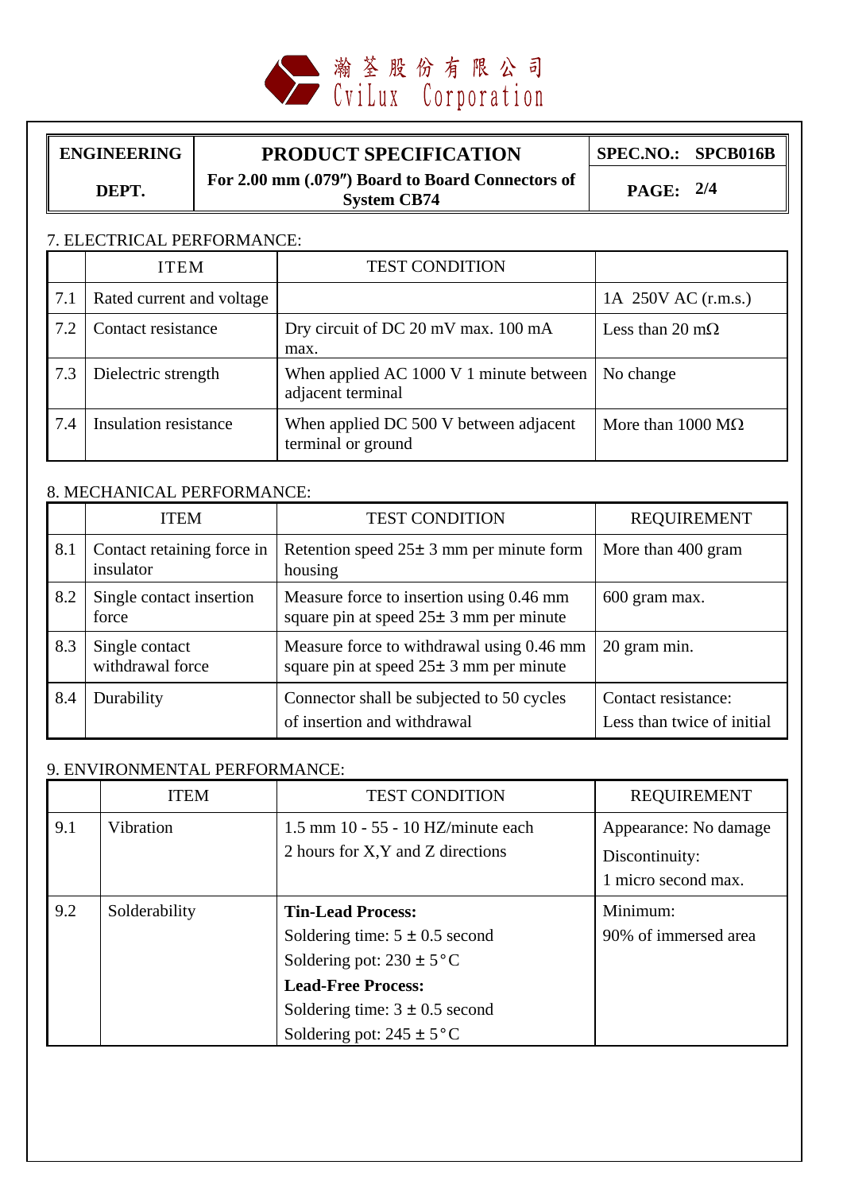瀚荃股份有限公司
CviLux Corporation

| ENGINEERING DEPT. | PRODUCT SPECIFICATION<br>For 2.00 mm (.079″) Board to Board Connectors of System CB74 | SPEC.NO.: SPCB016B<br>PAGE: 2/4 |
|---|---|---|

7. ELECTRICAL PERFORMANCE:

| | ITEM | TEST CONDITION | |
|---|---|---|---|
| 7.1 | Rated current and voltage | | 1A 250V AC (r.m.s.) |
| 7.2 | Contact resistance | Dry circuit of DC 20 mV max. 100 mA max. | Less than 20 mΩ |
| 7.3 | Dielectric strength | When applied AC 1000 V 1 minute between adjacent terminal | No change |
| 7.4 | Insulation resistance | When applied DC 500 V between adjacent terminal or ground | More than 1000 MΩ |

8. MECHANICAL PERFORMANCE:

| | ITEM | TEST CONDITION | REQUIREMENT |
|---|---|---|---|
| 8.1 | Contact retaining force in insulator | Retention speed 25± 3 mm per minute form housing | More than 400 gram |
| 8.2 | Single contact insertion force | Measure force to insertion using 0.46 mm square pin at speed 25± 3 mm per minute | 600 gram max. |
| 8.3 | Single contact withdrawal force | Measure force to withdrawal using 0.46 mm square pin at speed 25± 3 mm per minute | 20 gram min. |
| 8.4 | Durability | Connector shall be subjected to 50 cycles of insertion and withdrawal | Contact resistance:<br>Less than twice of initial |

9. ENVIRONMENTAL PERFORMANCE:

| | ITEM | TEST CONDITION | REQUIREMENT |
|---|---|---|---|
| 9.1 | Vibration | 1.5 mm 10 - 55 - 10 HZ/minute each<br>2 hours for X,Y and Z directions | Appearance: No damage<br>Discontinuity:<br>1 micro second max. |
| 9.2 | Solderability | **Tin-Lead Process:**<br>Soldering time: 5 ± 0.5 second<br>Soldering pot: 230 ± 5°C<br>**Lead-Free Process:**<br>Soldering time: 3 ± 0.5 second<br>Soldering pot: 245 ± 5°C | Minimum:<br>90% of immersed area |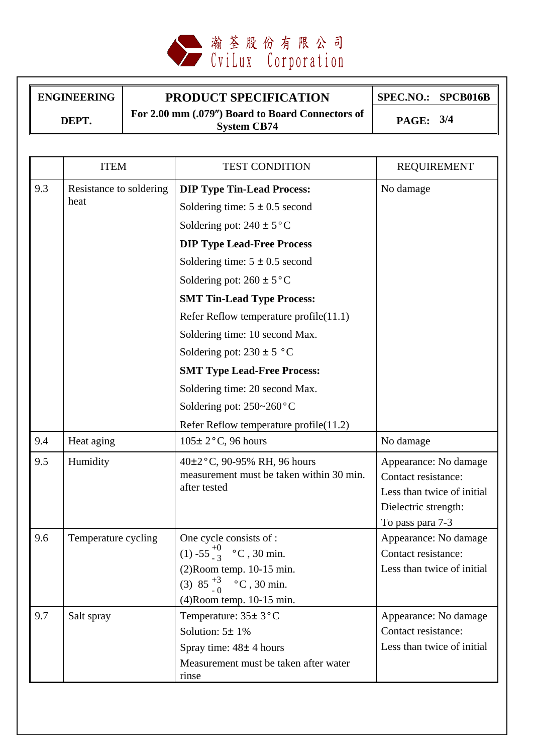瀚荃股份有限公司
CviLux Corporation

| ENGINEERING DEPT. | PRODUCT SPECIFICATION For 2.00 mm (.079″) Board to Board Connectors of System CB74 | SPEC.NO.: SPCB016B PAGE: 3/4 |
|---|---|---|

| | ITEM | TEST CONDITION | REQUIREMENT |
|---|---|---|---|
| 9.3 | Resistance to soldering heat | **DIP Type Tin-Lead Process:**<br>Soldering time: 5 ± 0.5 second<br>Soldering pot: 240 ± 5°C<br>**DIP Type Lead-Free Process**<br>Soldering time: 5 ± 0.5 second<br>Soldering pot: 260 ± 5°C<br>**SMT Tin-Lead Type Process:**<br>Refer Reflow temperature profile(11.1)<br>Soldering time: 10 second Max.<br>Soldering pot: 230 ± 5 °C<br>**SMT Type Lead-Free Process:**<br>Soldering time: 20 second Max.<br>Soldering pot: 250~260°C<br>Refer Reflow temperature profile(11.2) | No damage |
| 9.4 | Heat aging | 105± 2°C, 96 hours | No damage |
| 9.5 | Humidity | 40±2°C, 90-95% RH, 96 hours measurement must be taken within 30 min. after tested | Appearance: No damage<br>Contact resistance:<br>Less than twice of initial<br>Dielectric strength:<br>To pass para 7-3 |
| 9.6 | Temperature cycling | One cycle consists of :<br>(1) $-55^{+0}_{-3}$ °C , 30 min.<br>(2)Room temp. 10-15 min.<br>(3) $85^{+3}_{-0}$ °C , 30 min.<br>(4)Room temp. 10-15 min. | Appearance: No damage<br>Contact resistance:<br>Less than twice of initial |
| 9.7 | Salt spray | Temperature: 35± 3°C<br>Solution: 5± 1%<br>Spray time: 48± 4 hours<br>Measurement must be taken after water rinse | Appearance: No damage<br>Contact resistance:<br>Less than twice of initial |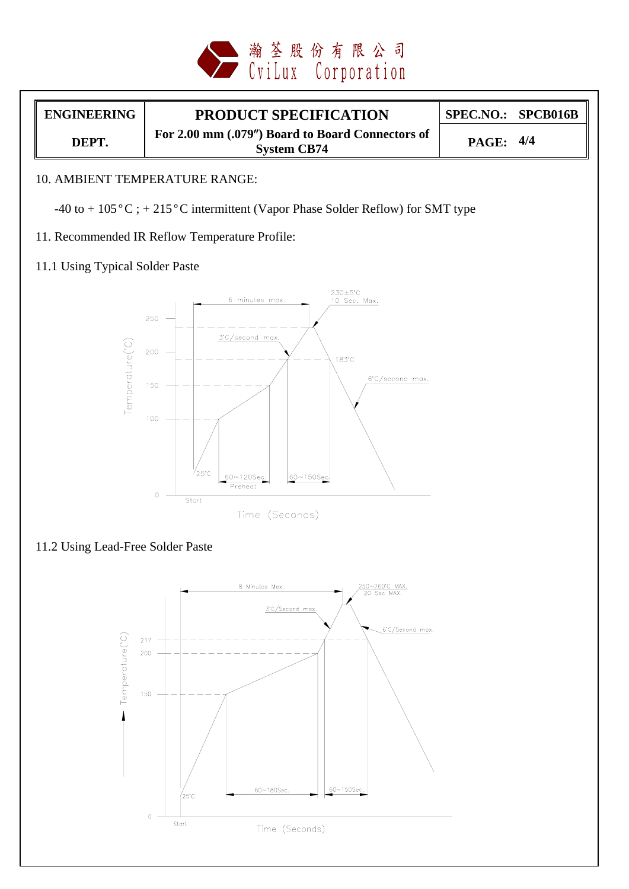瀚荃股份有限公司
CviLux Corporation

| ENGINEERING DEPT. | PRODUCT SPECIFICATION<br>For 2.00 mm (.079″) Board to Board Connectors of System CB74 | SPEC.NO.: SPCB016B<br>PAGE: 4/4 |
|---|---|---|

10. AMBIENT TEMPERATURE RANGE:

-40 to + 105°C ; + 215°C intermittent (Vapor Phase Solder Reflow) for SMT type

11. Recommended IR Reflow Temperature Profile:

11.1 Using Typical Solder Paste

6 minutes max.
230±5°C
10 Sec. Max.
250
3°C/second max.
200
183°C
Temperature(°C)
6°C/second max.
150
100
25°C
60~120Sec.
Preheat
60~150Sec.
0
Start
Time (Seconds)

11.2 Using Lead-Free Solder Paste

8 Minutes Max.
250~260°C MAX.
20 Sec MAX.
3°C/Second max.
6°C/Second max.
217
200
Temperature(°C)
150
25°C
60~180Sec.
60~150Sec.
0
Start
Time (Seconds)